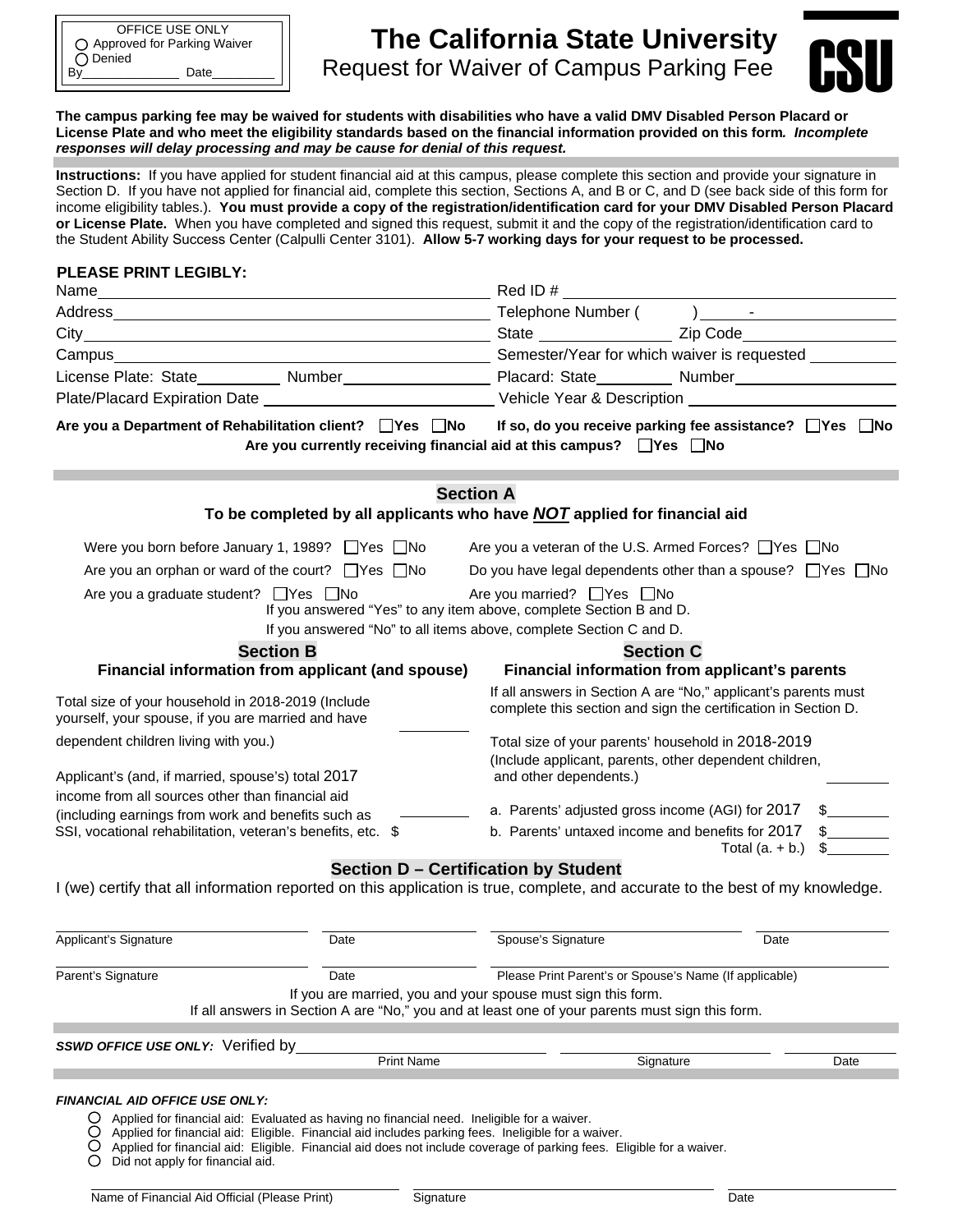OFFICE USE ONLY
○ Approved for Parking Waiver
○ Denied
By______________ Date_________

# The California State University

## Request for Waiver of Campus Parking Fee

CSU

**The campus parking fee may be waived for students with disabilities who have a valid DMV Disabled Person Placard or License Plate and who meet the eligibility standards based on the financial information provided on this form. *Incomplete responses will delay processing and may be cause for denial of this request.***

**Instructions:** If you have applied for student financial aid at this campus, please complete this section and provide your signature in Section D. If you have not applied for financial aid, complete this section, Sections A, and B or C, and D (see back side of this form for income eligibility tables.). **You must provide a copy of the registration/identification card for your DMV Disabled Person Placard or License Plate.** When you have completed and signed this request, submit it and the copy of the registration/identification card to the Student Ability Success Center (Calpulli Center 3101). **Allow 5-7 working days for your request to be processed.**

**PLEASE PRINT LEGIBLY:**

Name______________________________ Red ID # ______________________________

Address______________________________ Telephone Number ( ) - ______________

City______________________________ State ______________ Zip Code______________

Campus______________________________ Semester/Year for which waiver is requested __________

License Plate: State__________ Number______________ Placard: State__________ Number______________

Plate/Placard Expiration Date ______________________ Vehicle Year & Description ______________________

**Are you a Department of Rehabilitation client?** ☐ **Yes** ☐ **No** **If so, do you receive parking fee assistance?** ☐ **Yes** ☐ **No**

**Are you currently receiving financial aid at this campus?** ☐ **Yes** ☐ **No**

## Section A

### To be completed by all applicants who have *NOT* applied for financial aid

Were you born before January 1, 1989? ☐ Yes ☐ No

Are you a veteran of the U.S. Armed Forces? ☐ Yes ☐ No

Are you an orphan or ward of the court? ☐ Yes ☐ No

Do you have legal dependents other than a spouse? ☐ Yes ☐ No

Are you a graduate student? ☐ Yes ☐ No

Are you married? ☐ Yes ☐ No

If you answered "Yes" to any item above, complete Section B and D.

If you answered "No" to all items above, complete Section C and D.

## Section B

### Financial information from applicant (and spouse)

Total size of your household in 2018-2019 (Include yourself, your spouse, if you are married and have dependent children living with you.) __________

Applicant's (and, if married, spouse's) total 2017 income from all sources other than financial aid (including earnings from work and benefits such as SSI, vocational rehabilitation, veteran's benefits, etc. $ __________

## Section C

### Financial information from applicant's parents

If all answers in Section A are "No," applicant's parents must complete this section and sign the certification in Section D.

Total size of your parents' household in 2018-2019 (Include applicant, parents, other dependent children, and other dependents.) __________

a. Parents' adjusted gross income (AGI) for 2017 $________

b. Parents' untaxed income and benefits for 2017 $________

Total (a. + b.) $________

## Section D – Certification by Student

I (we) certify that all information reported on this application is true, complete, and accurate to the best of my knowledge.

Applicant's Signature ______________ Date ______________ Spouse's Signature ______________ Date ______________

Parent's Signature ______________ Date ______________ Please Print Parent's or Spouse's Name (If applicable) ______________

If you are married, you and your spouse must sign this form.

If all answers in Section A are "No," you and at least one of your parents must sign this form.

***SSWD OFFICE USE ONLY:*** Verified by______________________ ______________________ ______________

Print Name Signature Date

***FINANCIAL AID OFFICE USE ONLY:***

- ○ Applied for financial aid: Evaluated as having no financial need. Ineligible for a waiver.
- ○ Applied for financial aid: Eligible. Financial aid includes parking fees. Ineligible for a waiver.
- ○ Applied for financial aid: Eligible. Financial aid does not include coverage of parking fees. Eligible for a waiver.
- ○ Did not apply for financial aid.

Name of Financial Aid Official (Please Print) ______________ Signature ______________ Date ______________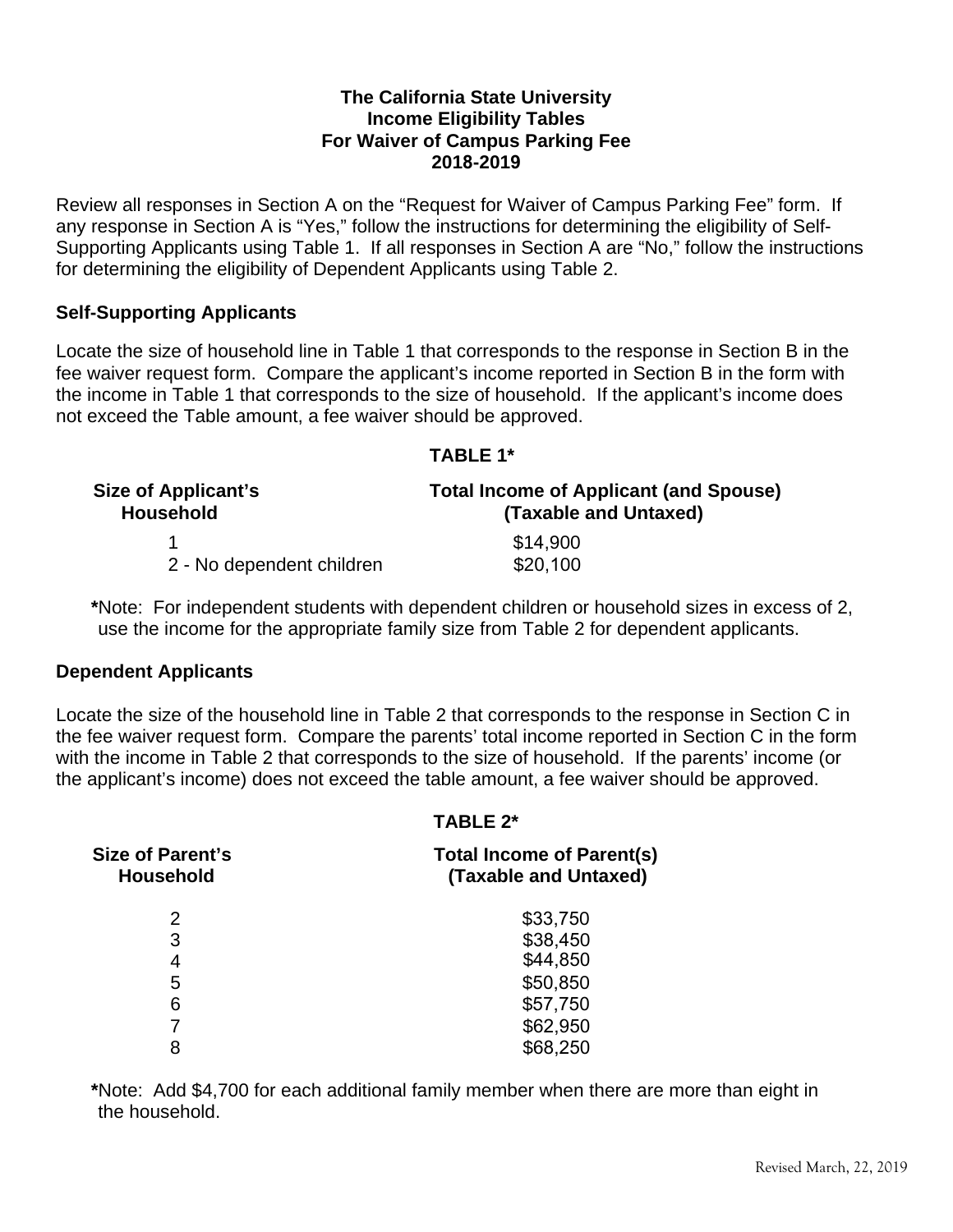# The California State University
# Income Eligibility Tables
# For Waiver of Campus Parking Fee
# 2018-2019

Review all responses in Section A on the "Request for Waiver of Campus Parking Fee" form. If any response in Section A is "Yes," follow the instructions for determining the eligibility of Self-Supporting Applicants using Table 1. If all responses in Section A are "No," follow the instructions for determining the eligibility of Dependent Applicants using Table 2.

## Self-Supporting Applicants

Locate the size of household line in Table 1 that corresponds to the response in Section B in the fee waiver request form. Compare the applicant's income reported in Section B in the form with the income in Table 1 that corresponds to the size of household. If the applicant's income does not exceed the Table amount, a fee waiver should be approved.

**TABLE 1***

| Size of Applicant's Household | Total Income of Applicant (and Spouse) (Taxable and Untaxed) |
|---|---|
| 1 | $14,900 |
| 2 - No dependent children | $20,100 |

***Note:** For independent students with dependent children or household sizes in excess of 2, use the income for the appropriate family size from Table 2 for dependent applicants.

## Dependent Applicants

Locate the size of the household line in Table 2 that corresponds to the response in Section C in the fee waiver request form. Compare the parents' total income reported in Section C in the form with the income in Table 2 that corresponds to the size of household. If the parents' income (or the applicant's income) does not exceed the table amount, a fee waiver should be approved.

**TABLE 2***

| Size of Parent's Household | Total Income of Parent(s) (Taxable and Untaxed) |
|---|---|
| 2 | $33,750 |
| 3 | $38,450 |
| 4 | $44,850 |
| 5 | $50,850 |
| 6 | $57,750 |
| 7 | $62,950 |
| 8 | $68,250 |

***Note:** Add $4,700 for each additional family member when there are more than eight in the household.

Revised March, 22, 2019